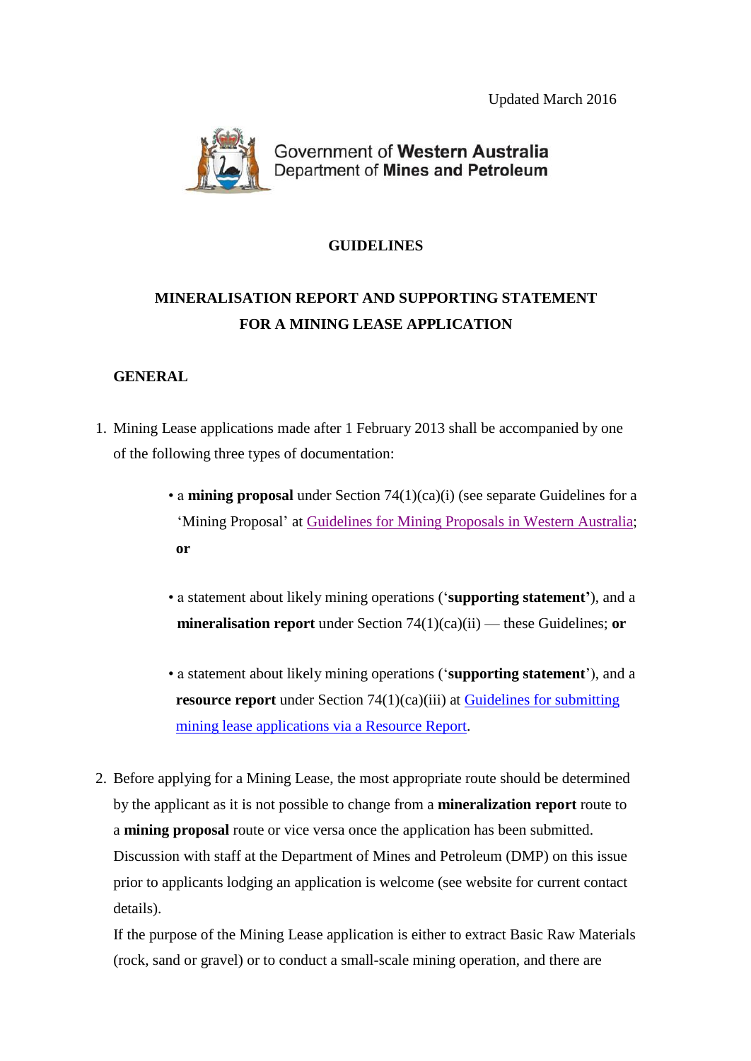Updated March 2016

Government of **Western Australia**
Department of **Mines and Petroleum**

# GUIDELINES

## MINERALISATION REPORT AND SUPPORTING STATEMENT FOR A MINING LEASE APPLICATION

### GENERAL

1. Mining Lease applications made after 1 February 2013 shall be accompanied by one of the following three types of documentation:

   - a **mining proposal** under Section 74(1)(ca)(i) (see separate Guidelines for a 'Mining Proposal' at Guidelines for Mining Proposals in Western Australia; **or**
   - a statement about likely mining operations ('**supporting statement'**), and a **mineralisation report** under Section 74(1)(ca)(ii) — these Guidelines; **or**
   - a statement about likely mining operations ('**supporting statement**'), and a **resource report** under Section 74(1)(ca)(iii) at Guidelines for submitting mining lease applications via a Resource Report.

2. Before applying for a Mining Lease, the most appropriate route should be determined by the applicant as it is not possible to change from a **mineralization report** route to a **mining proposal** route or vice versa once the application has been submitted. Discussion with staff at the Department of Mines and Petroleum (DMP) on this issue prior to applicants lodging an application is welcome (see website for current contact details).

   If the purpose of the Mining Lease application is either to extract Basic Raw Materials (rock, sand or gravel) or to conduct a small-scale mining operation, and there are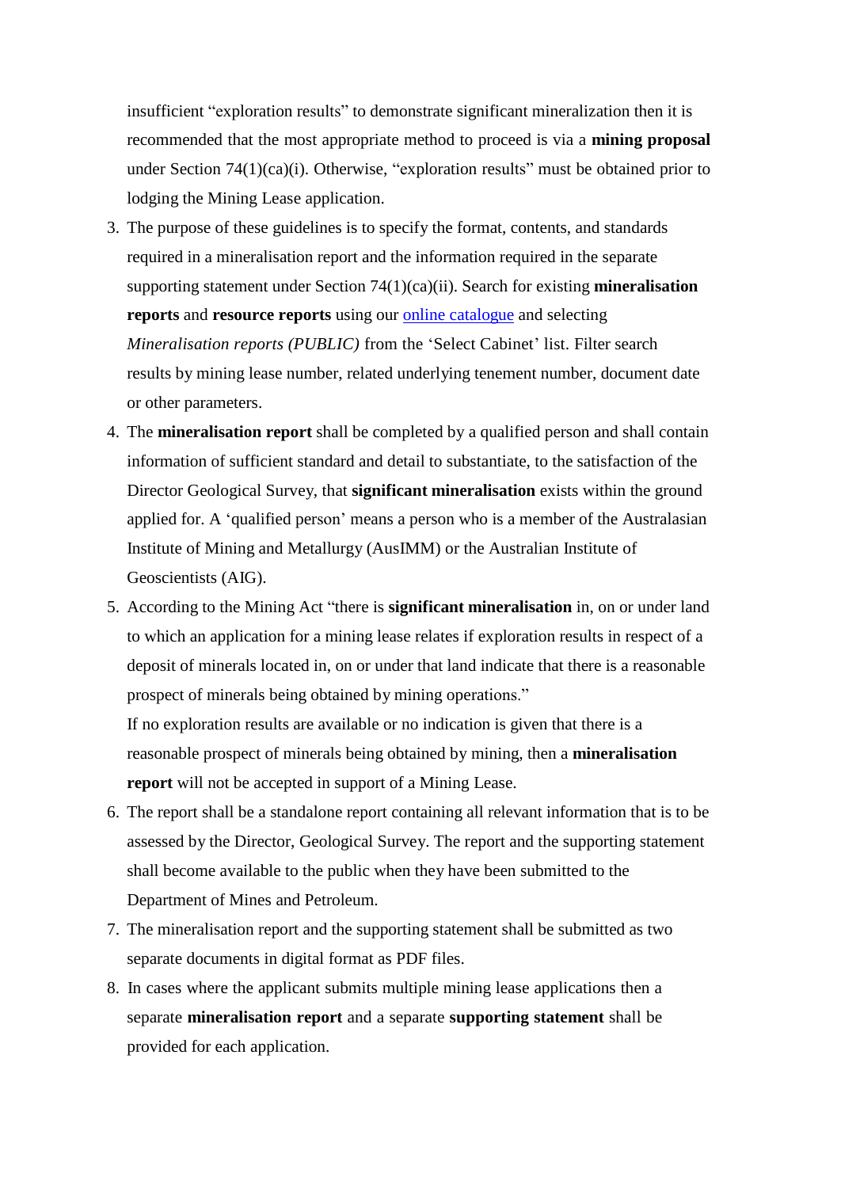insufficient "exploration results" to demonstrate significant mineralization then it is recommended that the most appropriate method to proceed is via a **mining proposal** under Section 74(1)(ca)(i). Otherwise, "exploration results" must be obtained prior to lodging the Mining Lease application.

3. The purpose of these guidelines is to specify the format, contents, and standards required in a mineralisation report and the information required in the separate supporting statement under Section 74(1)(ca)(ii). Search for existing **mineralisation reports** and **resource reports** using our online catalogue and selecting *Mineralisation reports (PUBLIC)* from the 'Select Cabinet' list. Filter search results by mining lease number, related underlying tenement number, document date or other parameters.
4. The **mineralisation report** shall be completed by a qualified person and shall contain information of sufficient standard and detail to substantiate, to the satisfaction of the Director Geological Survey, that **significant mineralisation** exists within the ground applied for. A 'qualified person' means a person who is a member of the Australasian Institute of Mining and Metallurgy (AusIMM) or the Australian Institute of Geoscientists (AIG).
5. According to the Mining Act "there is **significant mineralisation** in, on or under land to which an application for a mining lease relates if exploration results in respect of a deposit of minerals located in, on or under that land indicate that there is a reasonable prospect of minerals being obtained by mining operations."
   If no exploration results are available or no indication is given that there is a reasonable prospect of minerals being obtained by mining, then a **mineralisation report** will not be accepted in support of a Mining Lease.
6. The report shall be a standalone report containing all relevant information that is to be assessed by the Director, Geological Survey. The report and the supporting statement shall become available to the public when they have been submitted to the Department of Mines and Petroleum.
7. The mineralisation report and the supporting statement shall be submitted as two separate documents in digital format as PDF files.
8. In cases where the applicant submits multiple mining lease applications then a separate **mineralisation report** and a separate **supporting statement** shall be provided for each application.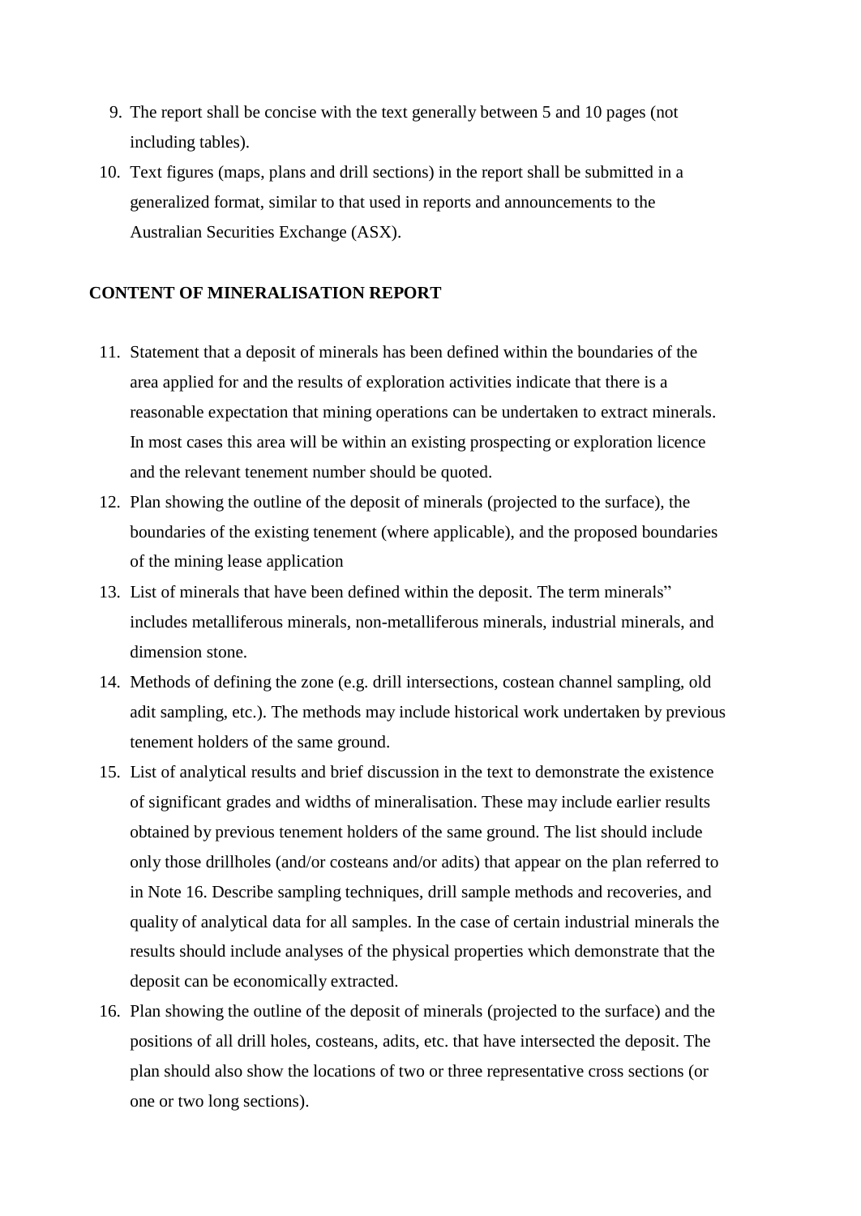9. The report shall be concise with the text generally between 5 and 10 pages (not including tables).
10. Text figures (maps, plans and drill sections) in the report shall be submitted in a generalized format, similar to that used in reports and announcements to the Australian Securities Exchange (ASX).

**CONTENT OF MINERALISATION REPORT**

11. Statement that a deposit of minerals has been defined within the boundaries of the area applied for and the results of exploration activities indicate that there is a reasonable expectation that mining operations can be undertaken to extract minerals. In most cases this area will be within an existing prospecting or exploration licence and the relevant tenement number should be quoted.
12. Plan showing the outline of the deposit of minerals (projected to the surface), the boundaries of the existing tenement (where applicable), and the proposed boundaries of the mining lease application
13. List of minerals that have been defined within the deposit. The term minerals" includes metalliferous minerals, non-metalliferous minerals, industrial minerals, and dimension stone.
14. Methods of defining the zone (e.g. drill intersections, costean channel sampling, old adit sampling, etc.). The methods may include historical work undertaken by previous tenement holders of the same ground.
15. List of analytical results and brief discussion in the text to demonstrate the existence of significant grades and widths of mineralisation. These may include earlier results obtained by previous tenement holders of the same ground. The list should include only those drillholes (and/or costeans and/or adits) that appear on the plan referred to in Note 16. Describe sampling techniques, drill sample methods and recoveries, and quality of analytical data for all samples. In the case of certain industrial minerals the results should include analyses of the physical properties which demonstrate that the deposit can be economically extracted.
16. Plan showing the outline of the deposit of minerals (projected to the surface) and the positions of all drill holes, costeans, adits, etc. that have intersected the deposit. The plan should also show the locations of two or three representative cross sections (or one or two long sections).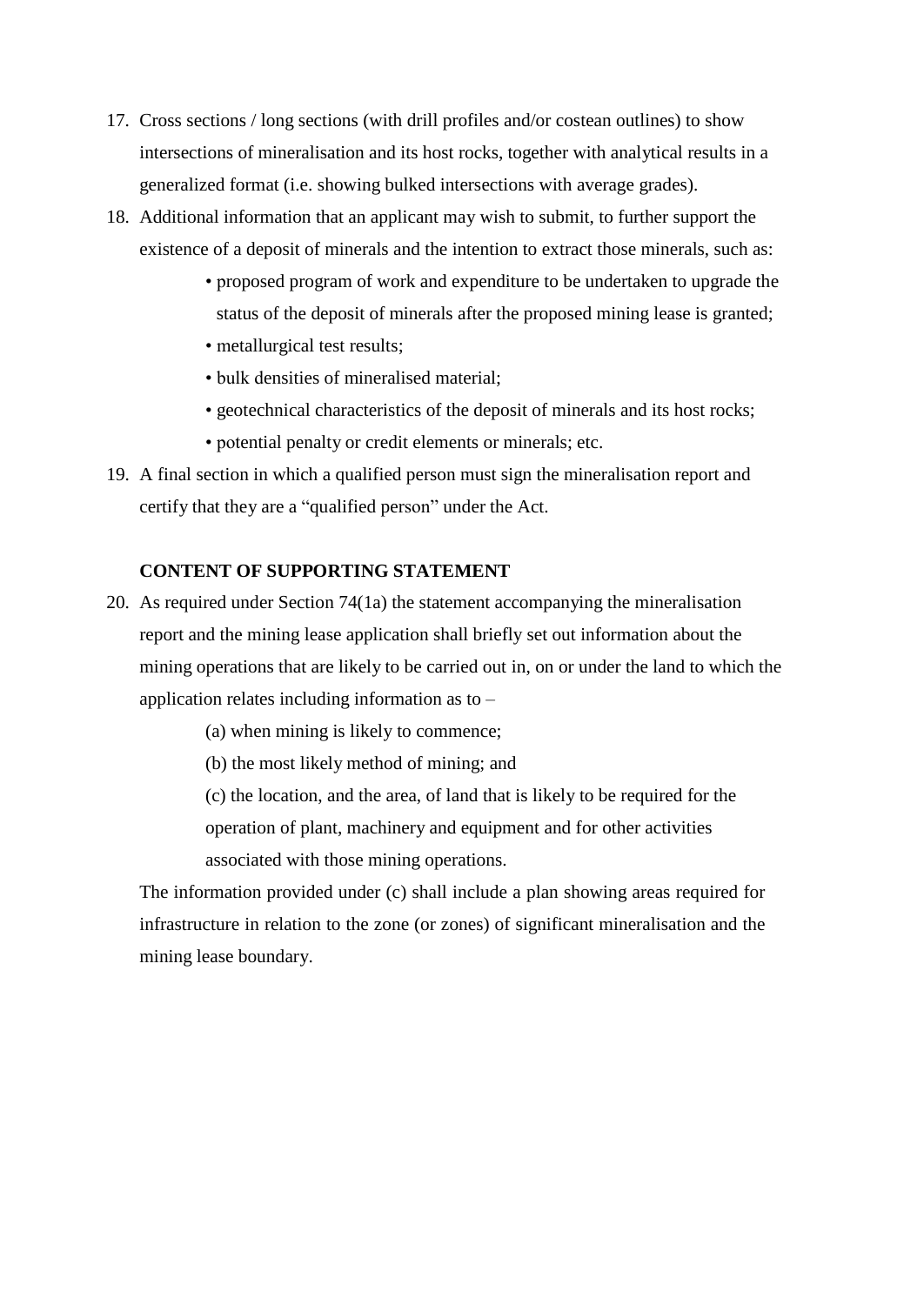17. Cross sections / long sections (with drill profiles and/or costean outlines) to show intersections of mineralisation and its host rocks, together with analytical results in a generalized format (i.e. showing bulked intersections with average grades).
18. Additional information that an applicant may wish to submit, to further support the existence of a deposit of minerals and the intention to extract those minerals, such as:
    - proposed program of work and expenditure to be undertaken to upgrade the status of the deposit of minerals after the proposed mining lease is granted;
    - metallurgical test results;
    - bulk densities of mineralised material;
    - geotechnical characteristics of the deposit of minerals and its host rocks;
    - potential penalty or credit elements or minerals; etc.
19. A final section in which a qualified person must sign the mineralisation report and certify that they are a "qualified person" under the Act.

**CONTENT OF SUPPORTING STATEMENT**

20. As required under Section 74(1a) the statement accompanying the mineralisation report and the mining lease application shall briefly set out information about the mining operations that are likely to be carried out in, on or under the land to which the application relates including information as to –

    (a) when mining is likely to commence;

    (b) the most likely method of mining; and

    (c) the location, and the area, of land that is likely to be required for the operation of plant, machinery and equipment and for other activities associated with those mining operations.

    The information provided under (c) shall include a plan showing areas required for infrastructure in relation to the zone (or zones) of significant mineralisation and the mining lease boundary.